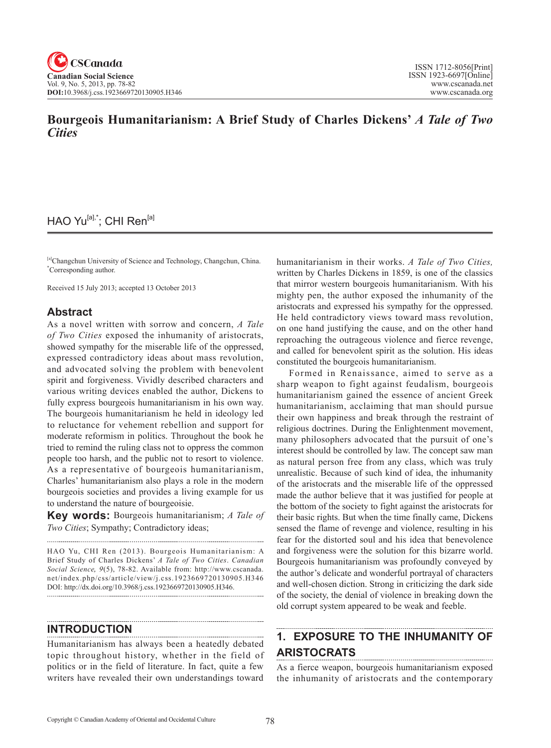# Bourgeois Humanitarianism: A Brief Study of Charles Dickens' *A Tale of Two Cities*

HAO Yu[a],*; CHI Ren[a]

[a]Changchun University of Science and Technology, Changchun, China.
*Corresponding author.

Received 15 July 2013; accepted 13 October 2013

## Abstract

As a novel written with sorrow and concern, *A Tale of Two Cities* exposed the inhumanity of aristocrats, showed sympathy for the miserable life of the oppressed, expressed contradictory ideas about mass revolution, and advocated solving the problem with benevolent spirit and forgiveness. Vividly described characters and various writing devices enabled the author, Dickens to fully express bourgeois humanitarianism in his own way. The bourgeois humanitarianism he held in ideology led to reluctance for vehement rebellion and support for moderate reformism in politics. Throughout the book he tried to remind the ruling class not to oppress the common people too harsh, and the public not to resort to violence. As a representative of bourgeois humanitarianism, Charles' humanitarianism also plays a role in the modern bourgeois societies and provides a living example for us to understand the nature of bourgeoisie.

**Key words:** Bourgeois humanitarianism; *A Tale of Two Cities*; Sympathy; Contradictory ideas;

HAO Yu, CHI Ren (2013). Bourgeois Humanitarianism: A Brief Study of Charles Dickens' *A Tale of Two Cities*. *Canadian Social Science, 9*(5), 78-82. Available from: http://www.cscanada.net/index.php/css/article/view/j.css.1923669720130905.H346 DOI: http://dx.doi.org/10.3968/j.css.1923669720130905.H346.

## INTRODUCTION

Humanitarianism has always been a heatedly debated topic throughout history, whether in the field of politics or in the field of literature. In fact, quite a few writers have revealed their own understandings toward humanitarianism in their works. *A Tale of Two Cities,* written by Charles Dickens in 1859, is one of the classics that mirror western bourgeois humanitarianism. With his mighty pen, the author exposed the inhumanity of the aristocrats and expressed his sympathy for the oppressed. He held contradictory views toward mass revolution, on one hand justifying the cause, and on the other hand reproaching the outrageous violence and fierce revenge, and called for benevolent spirit as the solution. His ideas constituted the bourgeois humanitarianism.

Formed in Renaissance, aimed to serve as a sharp weapon to fight against feudalism, bourgeois humanitarianism gained the essence of ancient Greek humanitarianism, acclaiming that man should pursue their own happiness and break through the restraint of religious doctrines. During the Enlightenment movement, many philosophers advocated that the pursuit of one's interest should be controlled by law. The concept saw man as natural person free from any class, which was truly unrealistic. Because of such kind of idea, the inhumanity of the aristocrats and the miserable life of the oppressed made the author believe that it was justified for people at the bottom of the society to fight against the aristocrats for their basic rights. But when the time finally came, Dickens sensed the flame of revenge and violence, resulting in his fear for the distorted soul and his idea that benevolence and forgiveness were the solution for this bizarre world. Bourgeois humanitarianism was profoundly conveyed by the author's delicate and wonderful portrayal of characters and well-chosen diction. Strong in criticizing the dark side of the society, the denial of violence in breaking down the old corrupt system appeared to be weak and feeble.

## 1. EXPOSURE TO THE INHUMANITY OF ARISTOCRATS

As a fierce weapon, bourgeois humanitarianism exposed the inhumanity of aristocrats and the contemporary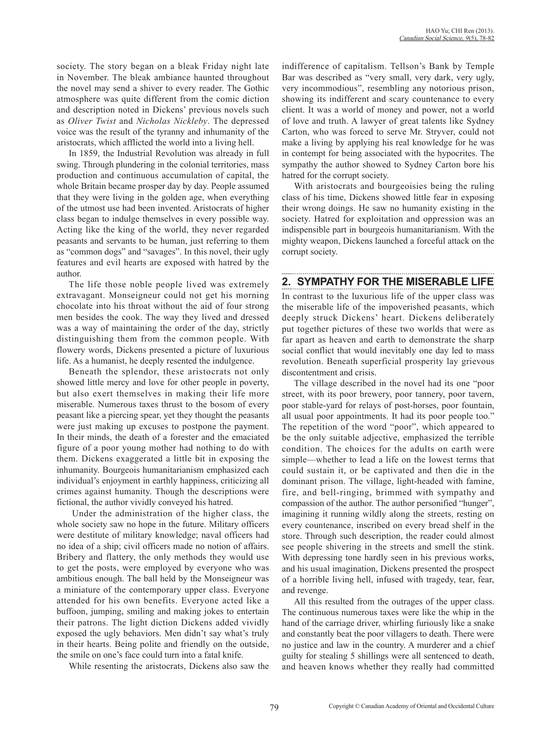society. The story began on a bleak Friday night late in November. The bleak ambiance haunted throughout the novel may send a shiver to every reader. The Gothic atmosphere was quite different from the comic diction and description noted in Dickens' previous novels such as *Oliver Twist* and *Nicholas Nickleby*. The depressed voice was the result of the tyranny and inhumanity of the aristocrats, which afflicted the world into a living hell.

In 1859, the Industrial Revolution was already in full swing. Through plundering in the colonial territories, mass production and continuous accumulation of capital, the whole Britain became prosper day by day. People assumed that they were living in the golden age, when everything of the utmost use had been invented. Aristocrats of higher class began to indulge themselves in every possible way. Acting like the king of the world, they never regarded peasants and servants to be human, just referring to them as "common dogs" and "savages". In this novel, their ugly features and evil hearts are exposed with hatred by the author.

The life those noble people lived was extremely extravagant. Monseigneur could not get his morning chocolate into his throat without the aid of four strong men besides the cook. The way they lived and dressed was a way of maintaining the order of the day, strictly distinguishing them from the common people. With flowery words, Dickens presented a picture of luxurious life. As a humanist, he deeply resented the indulgence.

Beneath the splendor, these aristocrats not only showed little mercy and love for other people in poverty, but also exert themselves in making their life more miserable. Numerous taxes thrust to the bosom of every peasant like a piercing spear, yet they thought the peasants were just making up excuses to postpone the payment. In their minds, the death of a forester and the emaciated figure of a poor young mother had nothing to do with them. Dickens exaggerated a little bit in exposing the inhumanity. Bourgeois humanitarianism emphasized each individual's enjoyment in earthly happiness, criticizing all crimes against humanity. Though the descriptions were fictional, the author vividly conveyed his hatred.

Under the administration of the higher class, the whole society saw no hope in the future. Military officers were destitute of military knowledge; naval officers had no idea of a ship; civil officers made no notion of affairs. Bribery and flattery, the only methods they would use to get the posts, were employed by everyone who was ambitious enough. The ball held by the Monseigneur was a miniature of the contemporary upper class. Everyone attended for his own benefits. Everyone acted like a buffoon, jumping, smiling and making jokes to entertain their patrons. The light diction Dickens added vividly exposed the ugly behaviors. Men didn't say what's truly in their hearts. Being polite and friendly on the outside, the smile on one's face could turn into a fatal knife.

While resenting the aristocrats, Dickens also saw the indifference of capitalism. Tellson's Bank by Temple Bar was described as "very small, very dark, very ugly, very incommodious", resembling any notorious prison, showing its indifferent and scary countenance to every client. It was a world of money and power, not a world of love and truth. A lawyer of great talents like Sydney Carton, who was forced to serve Mr. Stryver, could not make a living by applying his real knowledge for he was in contempt for being associated with the hypocrites. The sympathy the author showed to Sydney Carton bore his hatred for the corrupt society.

With aristocrats and bourgeoisies being the ruling class of his time, Dickens showed little fear in exposing their wrong doings. He saw no humanity existing in the society. Hatred for exploitation and oppression was an indispensible part in bourgeois humanitarianism. With the mighty weapon, Dickens launched a forceful attack on the corrupt society.

## 2. SYMPATHY FOR THE MISERABLE LIFE

In contrast to the luxurious life of the upper class was the miserable life of the impoverished peasants, which deeply struck Dickens' heart. Dickens deliberately put together pictures of these two worlds that were as far apart as heaven and earth to demonstrate the sharp social conflict that would inevitably one day led to mass revolution. Beneath superficial prosperity lay grievous discontentment and crisis.

The village described in the novel had its one "poor street, with its poor brewery, poor tannery, poor tavern, poor stable-yard for relays of post-horses, poor fountain, all usual poor appointments. It had its poor people too." The repetition of the word "poor", which appeared to be the only suitable adjective, emphasized the terrible condition. The choices for the adults on earth were simple—whether to lead a life on the lowest terms that could sustain it, or be captivated and then die in the dominant prison. The village, light-headed with famine, fire, and bell-ringing, brimmed with sympathy and compassion of the author. The author personified "hunger", imagining it running wildly along the streets, resting on every countenance, inscribed on every bread shelf in the store. Through such description, the reader could almost see people shivering in the streets and smell the stink. With depressing tone hardly seen in his previous works, and his usual imagination, Dickens presented the prospect of a horrible living hell, infused with tragedy, tear, fear, and revenge.

All this resulted from the outrages of the upper class. The continuous numerous taxes were like the whip in the hand of the carriage driver, whirling furiously like a snake and constantly beat the poor villagers to death. There were no justice and law in the country. A murderer and a chief guilty for stealing 5 shillings were all sentenced to death, and heaven knows whether they really had committed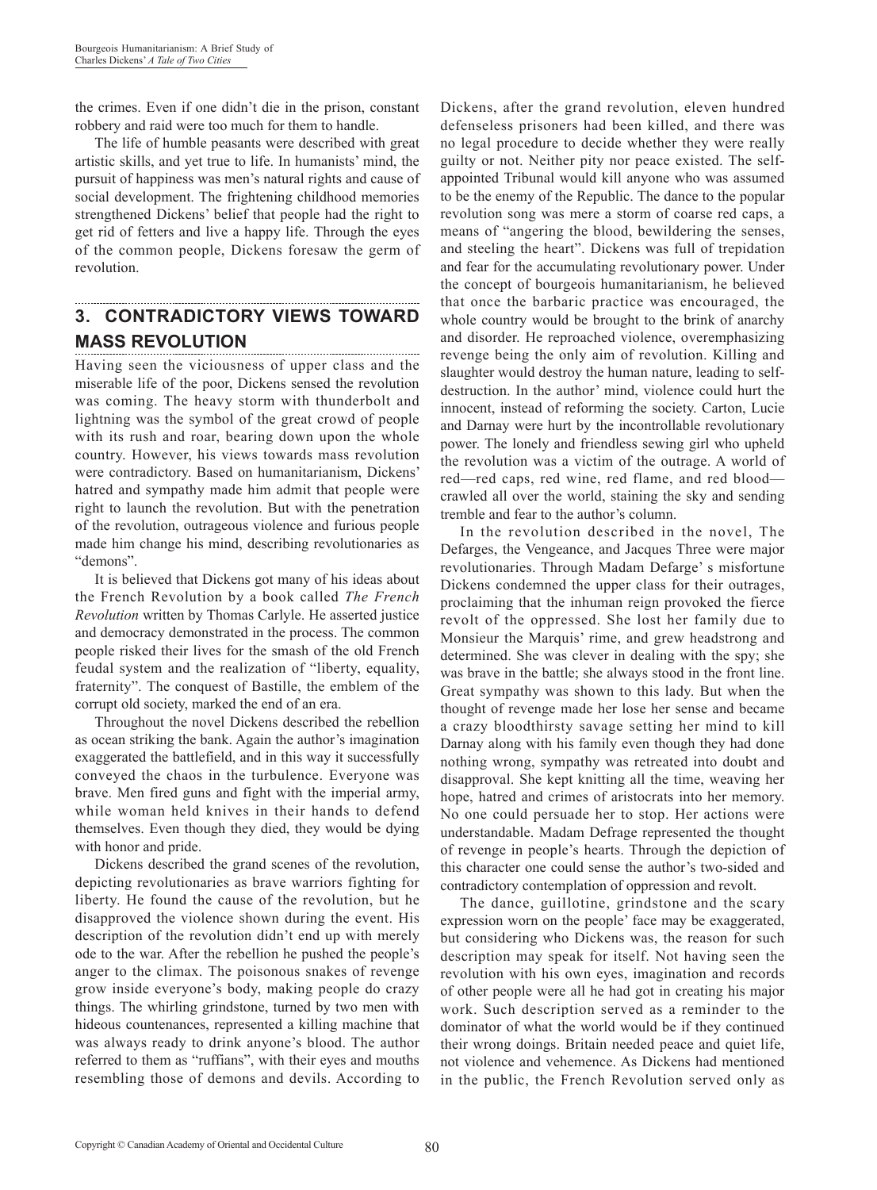the crimes. Even if one didn't die in the prison, constant robbery and raid were too much for them to handle.

The life of humble peasants were described with great artistic skills, and yet true to life. In humanists' mind, the pursuit of happiness was men's natural rights and cause of social development. The frightening childhood memories strengthened Dickens' belief that people had the right to get rid of fetters and live a happy life. Through the eyes of the common people, Dickens foresaw the germ of revolution.

## 3. CONTRADICTORY VIEWS TOWARD MASS REVOLUTION

Having seen the viciousness of upper class and the miserable life of the poor, Dickens sensed the revolution was coming. The heavy storm with thunderbolt and lightning was the symbol of the great crowd of people with its rush and roar, bearing down upon the whole country. However, his views towards mass revolution were contradictory. Based on humanitarianism, Dickens' hatred and sympathy made him admit that people were right to launch the revolution. But with the penetration of the revolution, outrageous violence and furious people made him change his mind, describing revolutionaries as "demons".

It is believed that Dickens got many of his ideas about the French Revolution by a book called *The French Revolution* written by Thomas Carlyle. He asserted justice and democracy demonstrated in the process. The common people risked their lives for the smash of the old French feudal system and the realization of "liberty, equality, fraternity". The conquest of Bastille, the emblem of the corrupt old society, marked the end of an era.

Throughout the novel Dickens described the rebellion as ocean striking the bank. Again the author's imagination exaggerated the battlefield, and in this way it successfully conveyed the chaos in the turbulence. Everyone was brave. Men fired guns and fight with the imperial army, while woman held knives in their hands to defend themselves. Even though they died, they would be dying with honor and pride.

Dickens described the grand scenes of the revolution, depicting revolutionaries as brave warriors fighting for liberty. He found the cause of the revolution, but he disapproved the violence shown during the event. His description of the revolution didn't end up with merely ode to the war. After the rebellion he pushed the people's anger to the climax. The poisonous snakes of revenge grow inside everyone's body, making people do crazy things. The whirling grindstone, turned by two men with hideous countenances, represented a killing machine that was always ready to drink anyone's blood. The author referred to them as "ruffians", with their eyes and mouths resembling those of demons and devils. According to Dickens, after the grand revolution, eleven hundred defenseless prisoners had been killed, and there was no legal procedure to decide whether they were really guilty or not. Neither pity nor peace existed. The self-appointed Tribunal would kill anyone who was assumed to be the enemy of the Republic. The dance to the popular revolution song was mere a storm of coarse red caps, a means of "angering the blood, bewildering the senses, and steeling the heart". Dickens was full of trepidation and fear for the accumulating revolutionary power. Under the concept of bourgeois humanitarianism, he believed that once the barbaric practice was encouraged, the whole country would be brought to the brink of anarchy and disorder. He reproached violence, overemphasizing revenge being the only aim of revolution. Killing and slaughter would destroy the human nature, leading to self-destruction. In the author' mind, violence could hurt the innocent, instead of reforming the society. Carton, Lucie and Darnay were hurt by the incontrollable revolutionary power. The lonely and friendless sewing girl who upheld the revolution was a victim of the outrage. A world of red—red caps, red wine, red flame, and red blood—crawled all over the world, staining the sky and sending tremble and fear to the author's column.

In the revolution described in the novel, The Defarges, the Vengeance, and Jacques Three were major revolutionaries. Through Madam Defarge' s misfortune Dickens condemned the upper class for their outrages, proclaiming that the inhuman reign provoked the fierce revolt of the oppressed. She lost her family due to Monsieur the Marquis' rime, and grew headstrong and determined. She was clever in dealing with the spy; she was brave in the battle; she always stood in the front line. Great sympathy was shown to this lady. But when the thought of revenge made her lose her sense and became a crazy bloodthirsty savage setting her mind to kill Darnay along with his family even though they had done nothing wrong, sympathy was retreated into doubt and disapproval. She kept knitting all the time, weaving her hope, hatred and crimes of aristocrats into her memory. No one could persuade her to stop. Her actions were understandable. Madam Defrage represented the thought of revenge in people's hearts. Through the depiction of this character one could sense the author's two-sided and contradictory contemplation of oppression and revolt.

The dance, guillotine, grindstone and the scary expression worn on the people' face may be exaggerated, but considering who Dickens was, the reason for such description may speak for itself. Not having seen the revolution with his own eyes, imagination and records of other people were all he had got in creating his major work. Such description served as a reminder to the dominator of what the world would be if they continued their wrong doings. Britain needed peace and quiet life, not violence and vehemence. As Dickens had mentioned in the public, the French Revolution served only as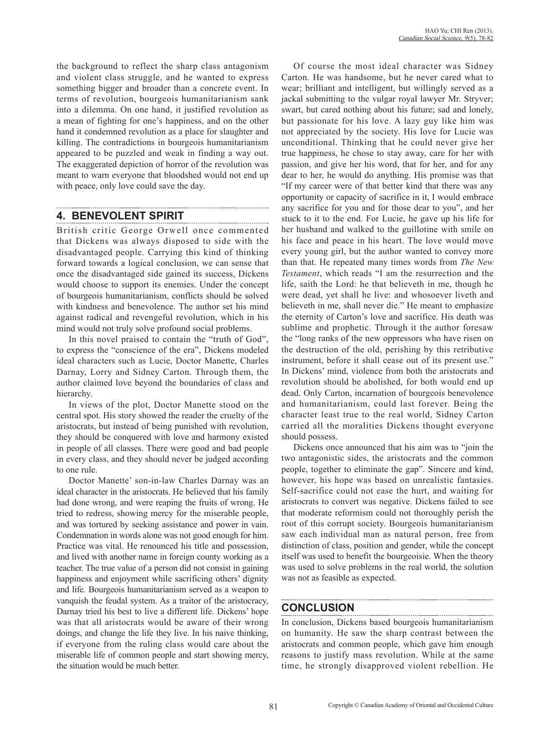the background to reflect the sharp class antagonism and violent class struggle, and he wanted to express something bigger and broader than a concrete event. In terms of revolution, bourgeois humanitarianism sank into a dilemma. On one hand, it justified revolution as a mean of fighting for one's happiness, and on the other hand it condemned revolution as a place for slaughter and killing. The contradictions in bourgeois humanitarianism appeared to be puzzled and weak in finding a way out. The exaggerated depiction of horror of the revolution was meant to warn everyone that bloodshed would not end up with peace, only love could save the day.

## 4. BENEVOLENT SPIRIT

British critic George Orwell once commented that Dickens was always disposed to side with the disadvantaged people. Carrying this kind of thinking forward towards a logical conclusion, we can sense that once the disadvantaged side gained its success, Dickens would choose to support its enemies. Under the concept of bourgeois humanitarianism, conflicts should be solved with kindness and benevolence. The author set his mind against radical and revengeful revolution, which in his mind would not truly solve profound social problems.

In this novel praised to contain the "truth of God", to express the "conscience of the era", Dickens modeled ideal characters such as Lucie, Doctor Manette, Charles Darnay, Lorry and Sidney Carton. Through them, the author claimed love beyond the boundaries of class and hierarchy.

In views of the plot, Doctor Manette stood on the central spot. His story showed the reader the cruelty of the aristocrats, but instead of being punished with revolution, they should be conquered with love and harmony existed in people of all classes. There were good and bad people in every class, and they should never be judged according to one rule.

Doctor Manette' son-in-law Charles Darnay was an ideal character in the aristocrats. He believed that his family had done wrong, and were reaping the fruits of wrong. He tried to redress, showing mercy for the miserable people, and was tortured by seeking assistance and power in vain. Condemnation in words alone was not good enough for him. Practice was vital. He renounced his title and possession, and lived with another name in foreign county working as a teacher. The true value of a person did not consist in gaining happiness and enjoyment while sacrificing others' dignity and life. Bourgeois humanitarianism served as a weapon to vanquish the feudal system. As a traitor of the aristocracy, Darnay tried his best to live a different life. Dickens' hope was that all aristocrats would be aware of their wrong doings, and change the life they live. In his naive thinking, if everyone from the ruling class would care about the miserable life of common people and start showing mercy, the situation would be much better.

Of course the most ideal character was Sidney Carton. He was handsome, but he never cared what to wear; brilliant and intelligent, but willingly served as a jackal submitting to the vulgar royal lawyer Mr. Stryver; swart, but cared nothing about his future; sad and lonely, but passionate for his love. A lazy guy like him was not appreciated by the society. His love for Lucie was unconditional. Thinking that he could never give her true happiness, he chose to stay away, care for her with passion, and give her his word, that for her, and for any dear to her, he would do anything. His promise was that "If my career were of that better kind that there was any opportunity or capacity of sacrifice in it, I would embrace any sacrifice for you and for those dear to you", and her stuck to it to the end. For Lucie, he gave up his life for her husband and walked to the guillotine with smile on his face and peace in his heart. The love would move every young girl, but the author wanted to convey more than that. He repeated many times words from *The New Testament*, which reads "I am the resurrection and the life, saith the Lord: he that believeth in me, though he were dead, yet shall he live: and whosoever liveth and believeth in me, shall never die." He meant to emphasize the eternity of Carton's love and sacrifice. His death was sublime and prophetic. Through it the author foresaw the "long ranks of the new oppressors who have risen on the destruction of the old, perishing by this retributive instrument, before it shall cease out of its present use." In Dickens' mind, violence from both the aristocrats and revolution should be abolished, for both would end up dead. Only Carton, incarnation of bourgeois benevolence and humanitarianism, could last forever. Being the character least true to the real world, Sidney Carton carried all the moralities Dickens thought everyone should possess.

Dickens once announced that his aim was to "join the two antagonistic sides, the aristocrats and the common people, together to eliminate the gap". Sincere and kind, however, his hope was based on unrealistic fantasies. Self-sacrifice could not ease the hurt, and waiting for aristocrats to convert was negative. Dickens failed to see that moderate reformism could not thoroughly perish the root of this corrupt society. Bourgeois humanitarianism saw each individual man as natural person, free from distinction of class, position and gender, while the concept itself was used to benefit the bourgeoisie. When the theory was used to solve problems in the real world, the solution was not as feasible as expected.

## CONCLUSION

In conclusion, Dickens based bourgeois humanitarianism on humanity. He saw the sharp contrast between the aristocrats and common people, which gave him enough reasons to justify mass revolution. While at the same time, he strongly disapproved violent rebellion. He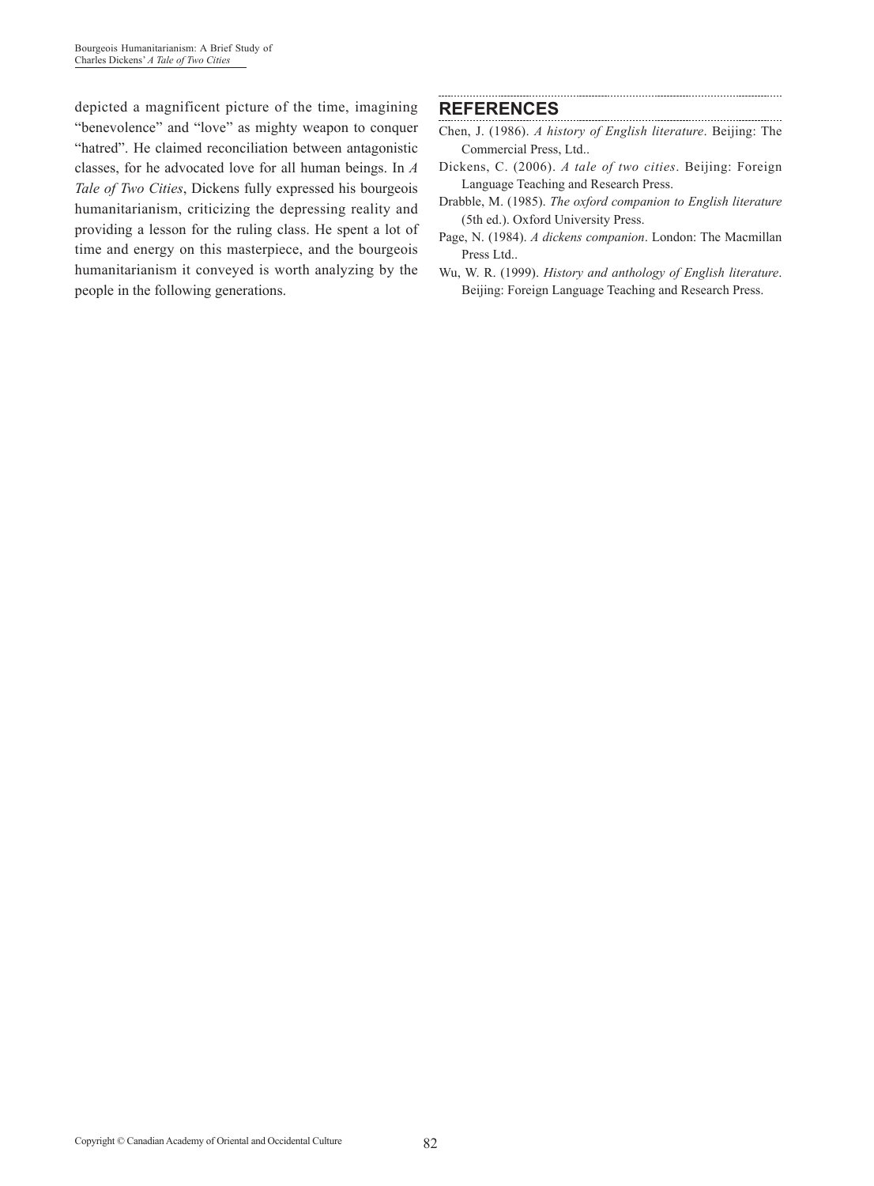depicted a magnificent picture of the time, imagining "benevolence" and "love" as mighty weapon to conquer "hatred". He claimed reconciliation between antagonistic classes, for he advocated love for all human beings. In *A Tale of Two Cities*, Dickens fully expressed his bourgeois humanitarianism, criticizing the depressing reality and providing a lesson for the ruling class. He spent a lot of time and energy on this masterpiece, and the bourgeois humanitarianism it conveyed is worth analyzing by the people in the following generations.

## REFERENCES

Chen, J. (1986). *A history of English literature*. Beijing: The Commercial Press, Ltd..

Dickens, C. (2006). *A tale of two cities*. Beijing: Foreign Language Teaching and Research Press.

Drabble, M. (1985). *The oxford companion to English literature* (5th ed.). Oxford University Press.

Page, N. (1984). *A dickens companion*. London: The Macmillan Press Ltd..

Wu, W. R. (1999). *History and anthology of English literature*. Beijing: Foreign Language Teaching and Research Press.